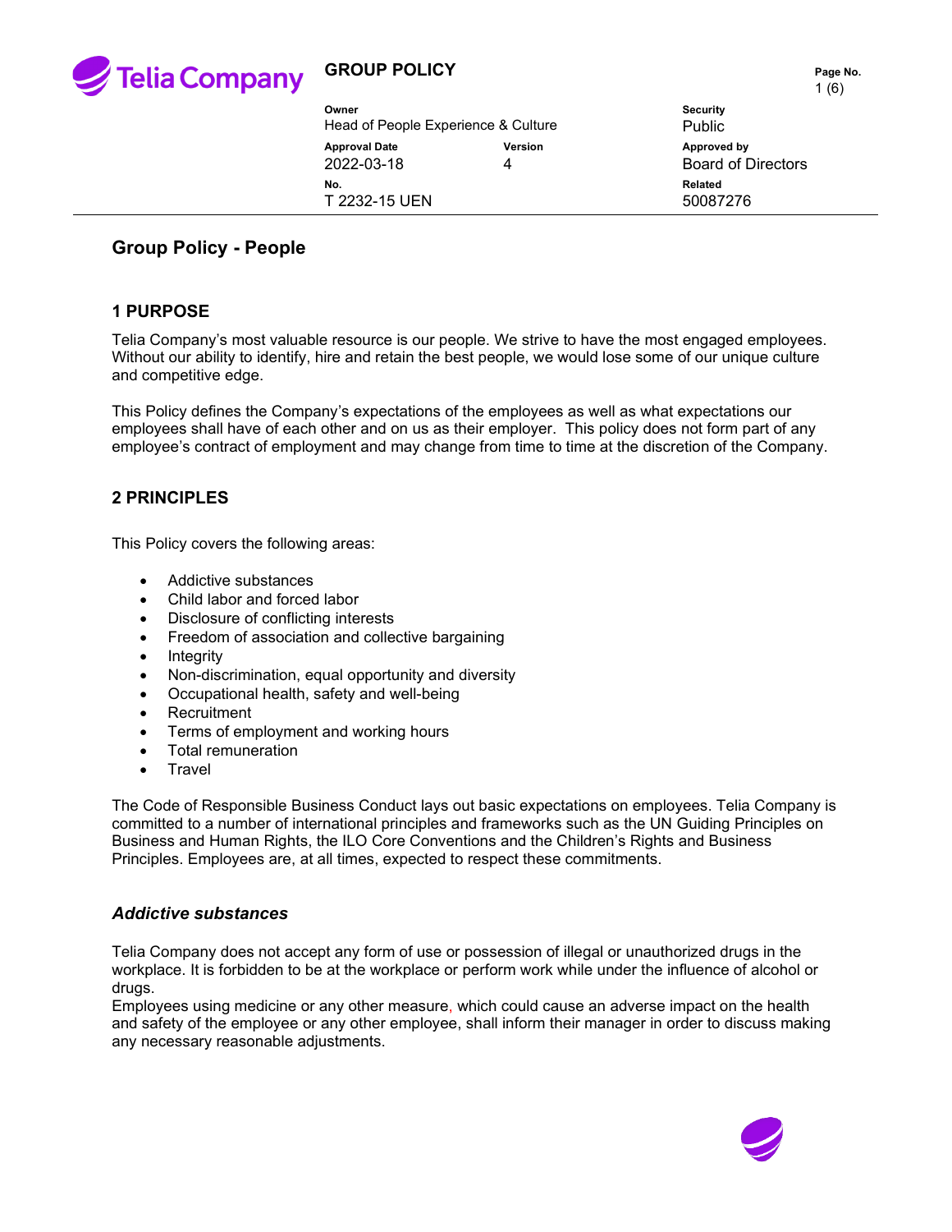| GROUP POLICY | | |
|---|---|---|
| **Owner**<br>Head of People Experience & Culture | | **Security**<br>Public |
| **Approval Date**<br>2022-03-18 | **Version**<br>4 | **Approved by**<br>Board of Directors |
| **No.**<br>T 2232-15 UEN | | **Related**<br>50087276 |

# Group Policy - People

## 1 PURPOSE

Telia Company's most valuable resource is our people. We strive to have the most engaged employees. Without our ability to identify, hire and retain the best people, we would lose some of our unique culture and competitive edge.

This Policy defines the Company's expectations of the employees as well as what expectations our employees shall have of each other and on us as their employer. This policy does not form part of any employee's contract of employment and may change from time to time at the discretion of the Company.

## 2 PRINCIPLES

This Policy covers the following areas:

- Addictive substances
- Child labor and forced labor
- Disclosure of conflicting interests
- Freedom of association and collective bargaining
- Integrity
- Non-discrimination, equal opportunity and diversity
- Occupational health, safety and well-being
- Recruitment
- Terms of employment and working hours
- Total remuneration
- Travel

The Code of Responsible Business Conduct lays out basic expectations on employees. Telia Company is committed to a number of international principles and frameworks such as the UN Guiding Principles on Business and Human Rights, the ILO Core Conventions and the Children's Rights and Business Principles. Employees are, at all times, expected to respect these commitments.

### *Addictive substances*

Telia Company does not accept any form of use or possession of illegal or unauthorized drugs in the workplace. It is forbidden to be at the workplace or perform work while under the influence of alcohol or drugs.
Employees using medicine or any other measure, which could cause an adverse impact on the health and safety of the employee or any other employee, shall inform their manager in order to discuss making any necessary reasonable adjustments.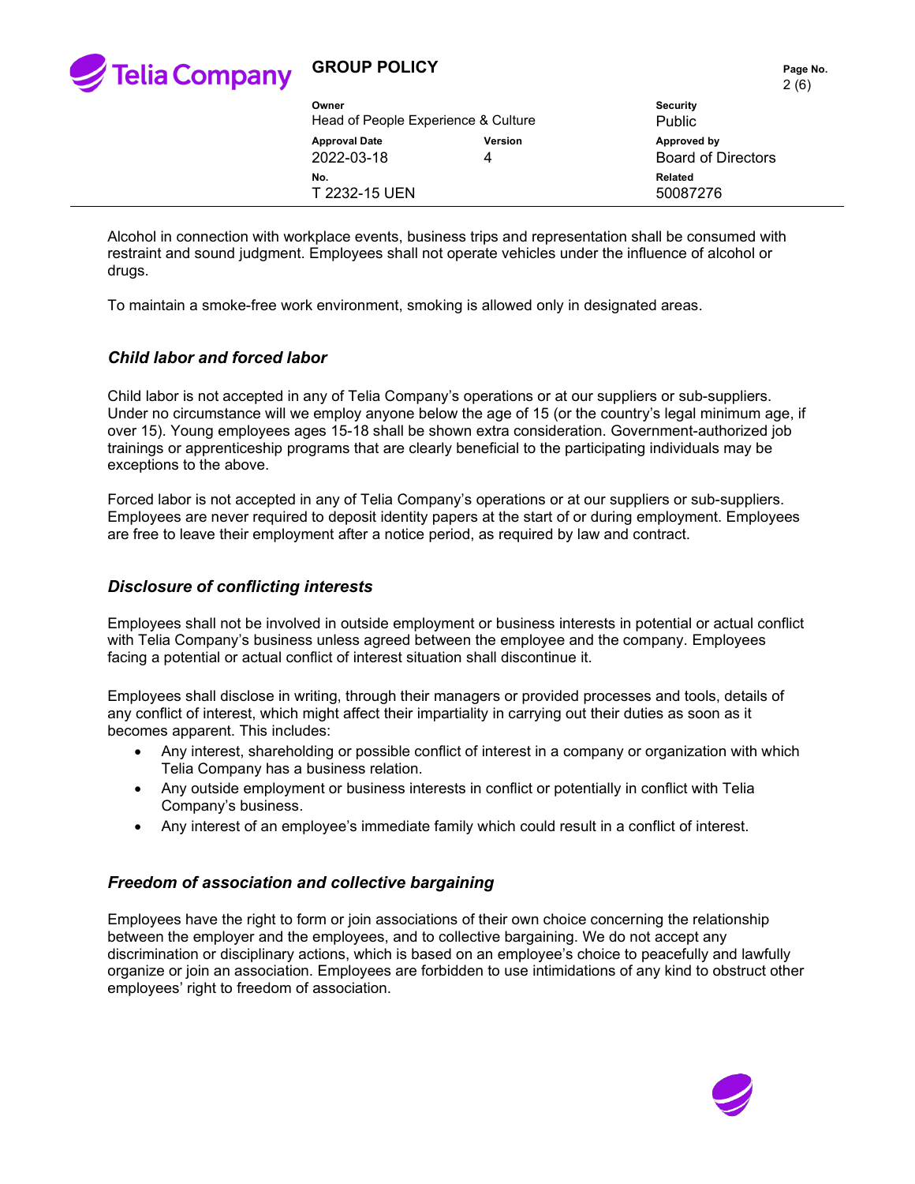Alcohol in connection with workplace events, business trips and representation shall be consumed with restraint and sound judgment. Employees shall not operate vehicles under the influence of alcohol or drugs.

To maintain a smoke-free work environment, smoking is allowed only in designated areas.

### *Child labor and forced labor*

Child labor is not accepted in any of Telia Company's operations or at our suppliers or sub-suppliers. Under no circumstance will we employ anyone below the age of 15 (or the country's legal minimum age, if over 15). Young employees ages 15-18 shall be shown extra consideration. Government-authorized job trainings or apprenticeship programs that are clearly beneficial to the participating individuals may be exceptions to the above.

Forced labor is not accepted in any of Telia Company's operations or at our suppliers or sub-suppliers. Employees are never required to deposit identity papers at the start of or during employment. Employees are free to leave their employment after a notice period, as required by law and contract.

### *Disclosure of conflicting interests*

Employees shall not be involved in outside employment or business interests in potential or actual conflict with Telia Company's business unless agreed between the employee and the company. Employees facing a potential or actual conflict of interest situation shall discontinue it.

Employees shall disclose in writing, through their managers or provided processes and tools, details of any conflict of interest, which might affect their impartiality in carrying out their duties as soon as it becomes apparent. This includes:

- Any interest, shareholding or possible conflict of interest in a company or organization with which Telia Company has a business relation.
- Any outside employment or business interests in conflict or potentially in conflict with Telia Company's business.
- Any interest of an employee's immediate family which could result in a conflict of interest.

### *Freedom of association and collective bargaining*

Employees have the right to form or join associations of their own choice concerning the relationship between the employer and the employees, and to collective bargaining. We do not accept any discrimination or disciplinary actions, which is based on an employee's choice to peacefully and lawfully organize or join an association. Employees are forbidden to use intimidations of any kind to obstruct other employees' right to freedom of association.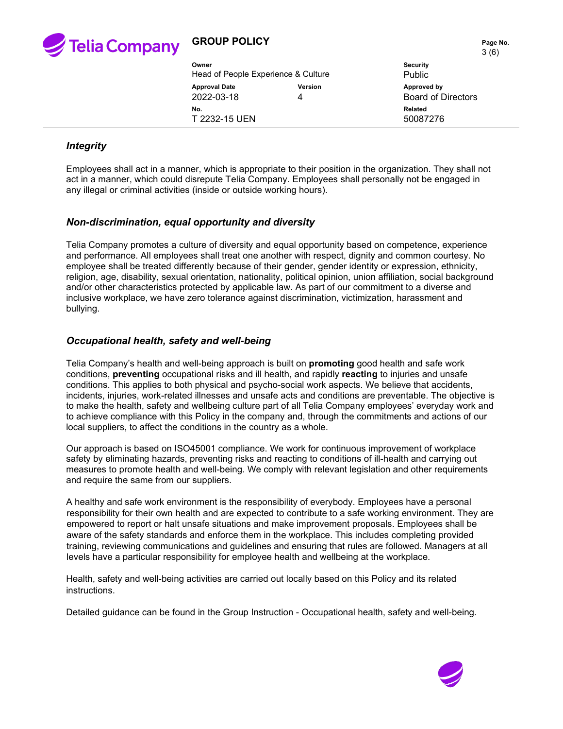### *Integrity*

Employees shall act in a manner, which is appropriate to their position in the organization. They shall not act in a manner, which could disrepute Telia Company. Employees shall personally not be engaged in any illegal or criminal activities (inside or outside working hours).

### *Non-discrimination, equal opportunity and diversity*

Telia Company promotes a culture of diversity and equal opportunity based on competence, experience and performance. All employees shall treat one another with respect, dignity and common courtesy. No employee shall be treated differently because of their gender, gender identity or expression, ethnicity, religion, age, disability, sexual orientation, nationality, political opinion, union affiliation, social background and/or other characteristics protected by applicable law. As part of our commitment to a diverse and inclusive workplace, we have zero tolerance against discrimination, victimization, harassment and bullying.

### *Occupational health, safety and well-being*

Telia Company's health and well-being approach is built on **promoting** good health and safe work conditions, **preventing** occupational risks and ill health, and rapidly **reacting** to injuries and unsafe conditions. This applies to both physical and psycho-social work aspects. We believe that accidents, incidents, injuries, work-related illnesses and unsafe acts and conditions are preventable. The objective is to make the health, safety and wellbeing culture part of all Telia Company employees' everyday work and to achieve compliance with this Policy in the company and, through the commitments and actions of our local suppliers, to affect the conditions in the country as a whole.

Our approach is based on ISO45001 compliance. We work for continuous improvement of workplace safety by eliminating hazards, preventing risks and reacting to conditions of ill-health and carrying out measures to promote health and well-being. We comply with relevant legislation and other requirements and require the same from our suppliers.

A healthy and safe work environment is the responsibility of everybody. Employees have a personal responsibility for their own health and are expected to contribute to a safe working environment. They are empowered to report or halt unsafe situations and make improvement proposals. Employees shall be aware of the safety standards and enforce them in the workplace. This includes completing provided training, reviewing communications and guidelines and ensuring that rules are followed. Managers at all levels have a particular responsibility for employee health and wellbeing at the workplace.

Health, safety and well-being activities are carried out locally based on this Policy and its related instructions.

Detailed guidance can be found in the Group Instruction - Occupational health, safety and well-being.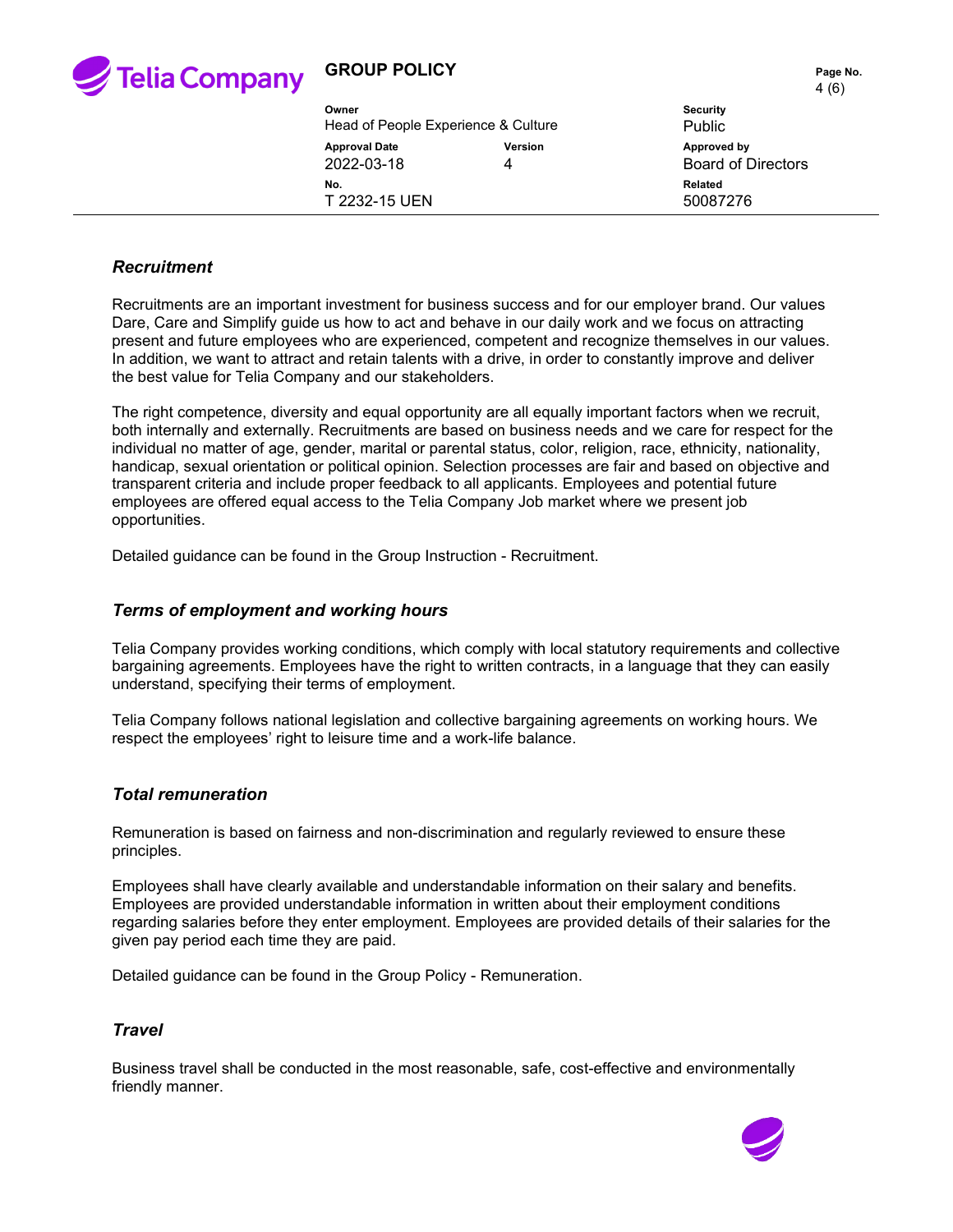### *Recruitment*

Recruitments are an important investment for business success and for our employer brand. Our values Dare, Care and Simplify guide us how to act and behave in our daily work and we focus on attracting present and future employees who are experienced, competent and recognize themselves in our values. In addition, we want to attract and retain talents with a drive, in order to constantly improve and deliver the best value for Telia Company and our stakeholders.

The right competence, diversity and equal opportunity are all equally important factors when we recruit, both internally and externally. Recruitments are based on business needs and we care for respect for the individual no matter of age, gender, marital or parental status, color, religion, race, ethnicity, nationality, handicap, sexual orientation or political opinion. Selection processes are fair and based on objective and transparent criteria and include proper feedback to all applicants. Employees and potential future employees are offered equal access to the Telia Company Job market where we present job opportunities.

Detailed guidance can be found in the Group Instruction - Recruitment.

### *Terms of employment and working hours*

Telia Company provides working conditions, which comply with local statutory requirements and collective bargaining agreements. Employees have the right to written contracts, in a language that they can easily understand, specifying their terms of employment.

Telia Company follows national legislation and collective bargaining agreements on working hours. We respect the employees' right to leisure time and a work-life balance.

### *Total remuneration*

Remuneration is based on fairness and non-discrimination and regularly reviewed to ensure these principles.

Employees shall have clearly available and understandable information on their salary and benefits. Employees are provided understandable information in written about their employment conditions regarding salaries before they enter employment. Employees are provided details of their salaries for the given pay period each time they are paid.

Detailed guidance can be found in the Group Policy - Remuneration.

### *Travel*

Business travel shall be conducted in the most reasonable, safe, cost-effective and environmentally friendly manner.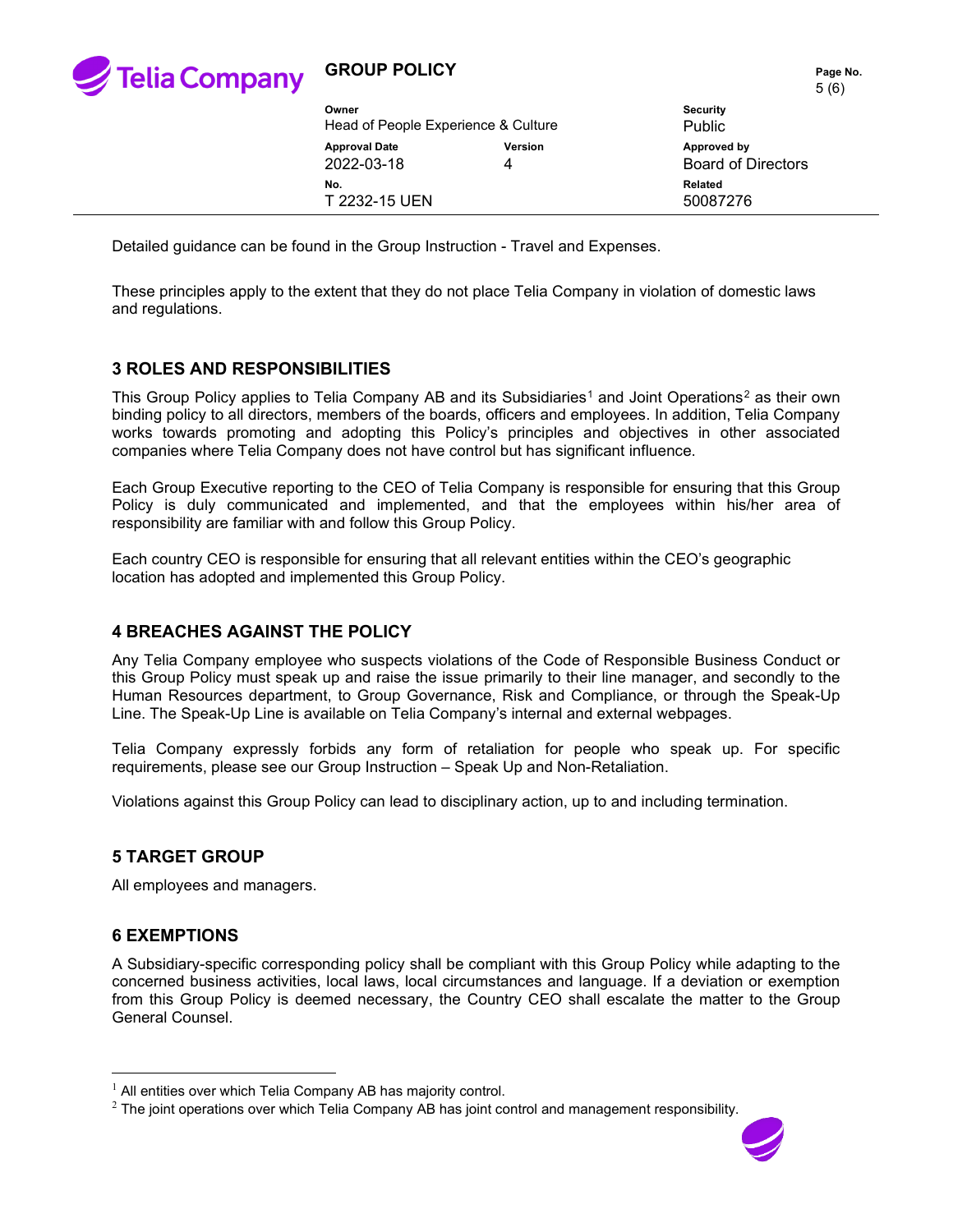Detailed guidance can be found in the Group Instruction - Travel and Expenses.

These principles apply to the extent that they do not place Telia Company in violation of domestic laws and regulations.

## 3 ROLES AND RESPONSIBILITIES

This Group Policy applies to Telia Company AB and its Subsidiaries[1] and Joint Operations[2] as their own binding policy to all directors, members of the boards, officers and employees. In addition, Telia Company works towards promoting and adopting this Policy's principles and objectives in other associated companies where Telia Company does not have control but has significant influence.

Each Group Executive reporting to the CEO of Telia Company is responsible for ensuring that this Group Policy is duly communicated and implemented, and that the employees within his/her area of responsibility are familiar with and follow this Group Policy.

Each country CEO is responsible for ensuring that all relevant entities within the CEO's geographic location has adopted and implemented this Group Policy.

## 4 BREACHES AGAINST THE POLICY

Any Telia Company employee who suspects violations of the Code of Responsible Business Conduct or this Group Policy must speak up and raise the issue primarily to their line manager, and secondly to the Human Resources department, to Group Governance, Risk and Compliance, or through the Speak-Up Line. The Speak-Up Line is available on Telia Company's internal and external webpages.

Telia Company expressly forbids any form of retaliation for people who speak up. For specific requirements, please see our Group Instruction – Speak Up and Non-Retaliation.

Violations against this Group Policy can lead to disciplinary action, up to and including termination.

## 5 TARGET GROUP

All employees and managers.

## 6 EXEMPTIONS

A Subsidiary-specific corresponding policy shall be compliant with this Group Policy while adapting to the concerned business activities, local laws, local circumstances and language. If a deviation or exemption from this Group Policy is deemed necessary, the Country CEO shall escalate the matter to the Group General Counsel.

---

[1] All entities over which Telia Company AB has majority control.

[2] The joint operations over which Telia Company AB has joint control and management responsibility.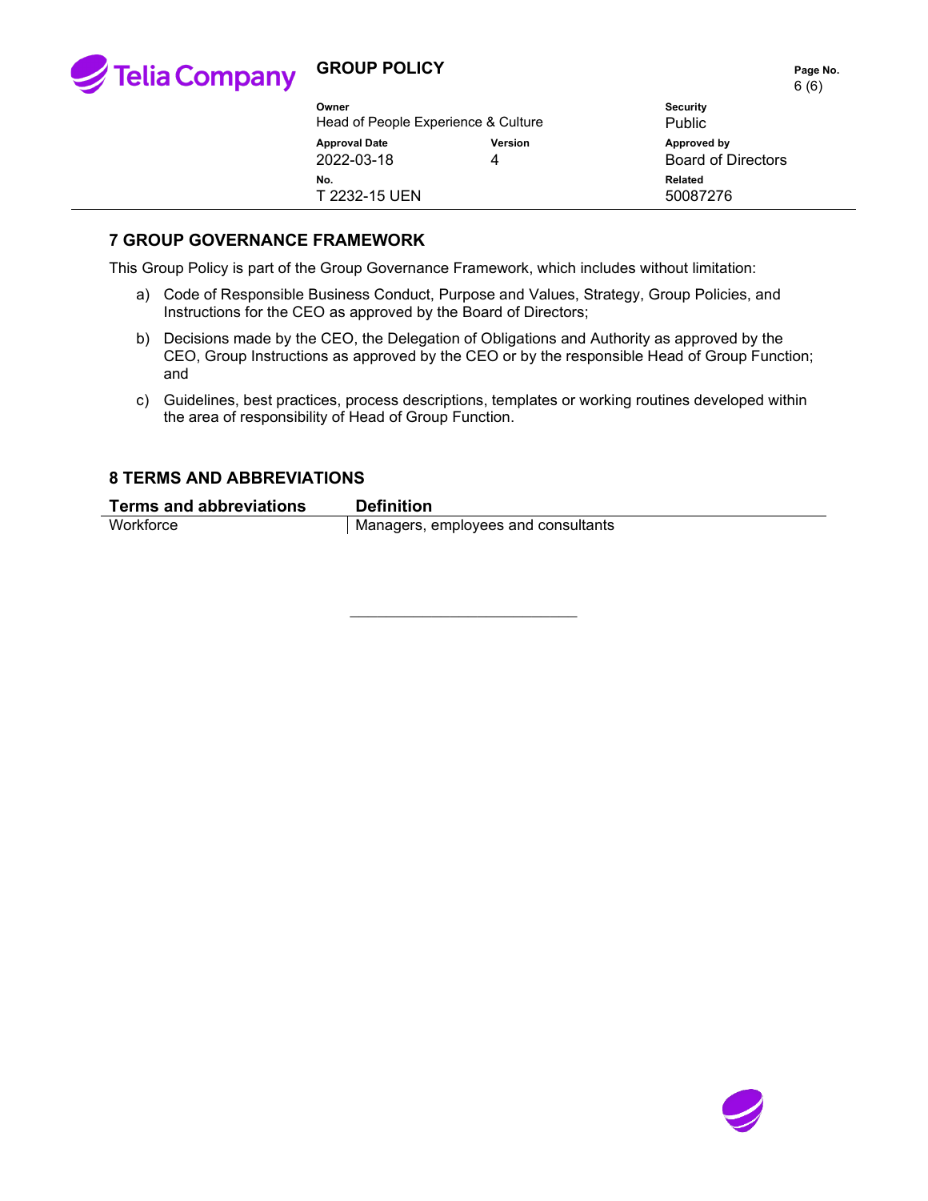## 7 GROUP GOVERNANCE FRAMEWORK

This Group Policy is part of the Group Governance Framework, which includes without limitation:

a) Code of Responsible Business Conduct, Purpose and Values, Strategy, Group Policies, and Instructions for the CEO as approved by the Board of Directors;

b) Decisions made by the CEO, the Delegation of Obligations and Authority as approved by the CEO, Group Instructions as approved by the CEO or by the responsible Head of Group Function; and

c) Guidelines, best practices, process descriptions, templates or working routines developed within the area of responsibility of Head of Group Function.

## 8 TERMS AND ABBREVIATIONS

| Terms and abbreviations | Definition |
|---|---|
| Workforce | Managers, employees and consultants |